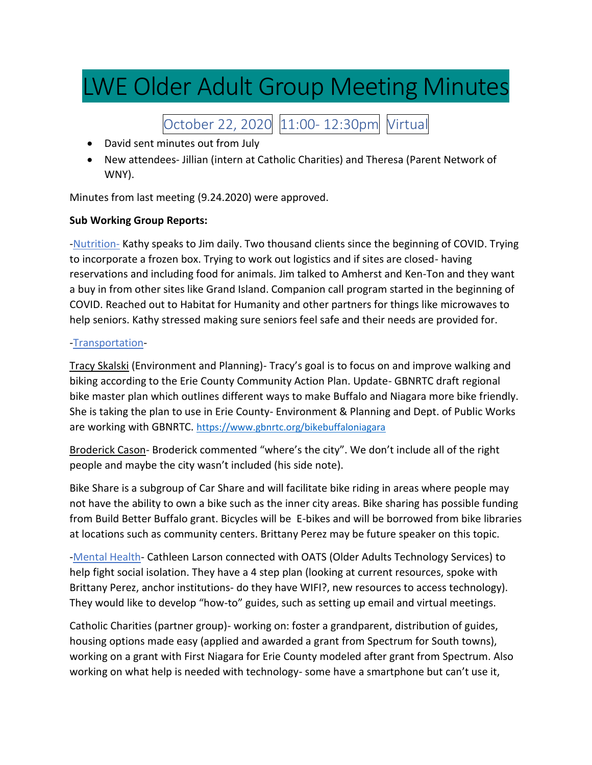# LWE Older Adult Group Meeting Minutes

October 22, 2020 | 11:00- 12:30pm | Virtual

- David sent minutes out from July
- New attendees- Jillian (intern at Catholic Charities) and Theresa (Parent Network of WNY).

Minutes from last meeting (9.24.2020) were approved.

**Sub Working Group Reports:**

-Nutrition- Kathy speaks to Jim daily. Two thousand clients since the beginning of COVID. Trying to incorporate a frozen box. Trying to work out logistics and if sites are closed- having reservations and including food for animals. Jim talked to Amherst and Ken-Ton and they want a buy in from other sites like Grand Island. Companion call program started in the beginning of COVID. Reached out to Habitat for Humanity and other partners for things like microwaves to help seniors. Kathy stressed making sure seniors feel safe and their needs are provided for.

-Transportation-

Tracy Skalski (Environment and Planning)- Tracy's goal is to focus on and improve walking and biking according to the Erie County Community Action Plan. Update- GBNRTC draft regional bike master plan which outlines different ways to make Buffalo and Niagara more bike friendly. She is taking the plan to use in Erie County- Environment & Planning and Dept. of Public Works are working with GBNRTC. https://www.gbnrtc.org/bikebuffaloniagara

Broderick Cason- Broderick commented "where's the city". We don't include all of the right people and maybe the city wasn't included (his side note).

Bike Share is a subgroup of Car Share and will facilitate bike riding in areas where people may not have the ability to own a bike such as the inner city areas. Bike sharing has possible funding from Build Better Buffalo grant. Bicycles will be E-bikes and will be borrowed from bike libraries at locations such as community centers. Brittany Perez may be future speaker on this topic.

-Mental Health- Cathleen Larson connected with OATS (Older Adults Technology Services) to help fight social isolation. They have a 4 step plan (looking at current resources, spoke with Brittany Perez, anchor institutions- do they have WIFI?, new resources to access technology). They would like to develop "how-to" guides, such as setting up email and virtual meetings.

Catholic Charities (partner group)- working on: foster a grandparent, distribution of guides, housing options made easy (applied and awarded a grant from Spectrum for South towns), working on a grant with First Niagara for Erie County modeled after grant from Spectrum. Also working on what help is needed with technology- some have a smartphone but can't use it,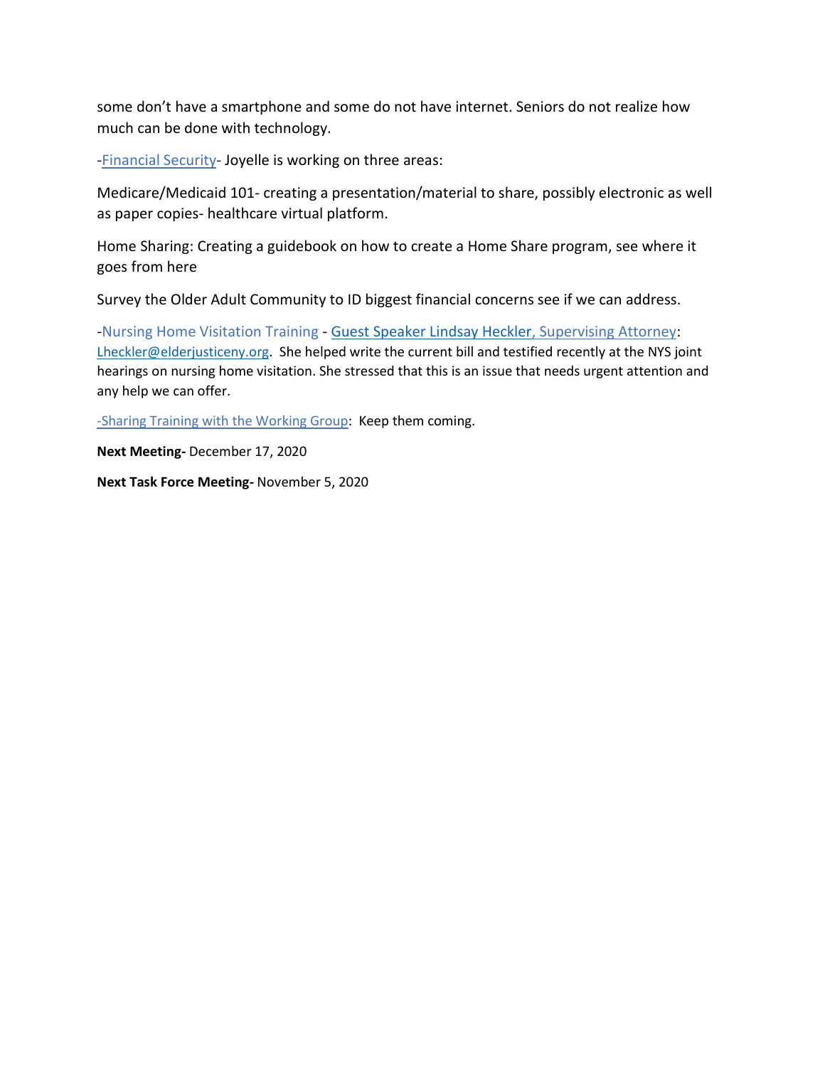some don't have a smartphone and some do not have internet. Seniors do not realize how much can be done with technology.

-Financial Security- Joyelle is working on three areas:

Medicare/Medicaid 101- creating a presentation/material to share, possibly electronic as well as paper copies- healthcare virtual platform.

Home Sharing: Creating a guidebook on how to create a Home Share program, see where it goes from here

Survey the Older Adult Community to ID biggest financial concerns see if we can address.

-Nursing Home Visitation Training - Guest Speaker Lindsay Heckler, Supervising Attorney: Lheckler@elderjusticeny.org. She helped write the current bill and testified recently at the NYS joint hearings on nursing home visitation. She stressed that this is an issue that needs urgent attention and any help we can offer.

-Sharing Training with the Working Group: Keep them coming.

**Next Meeting-** December 17, 2020

**Next Task Force Meeting-** November 5, 2020